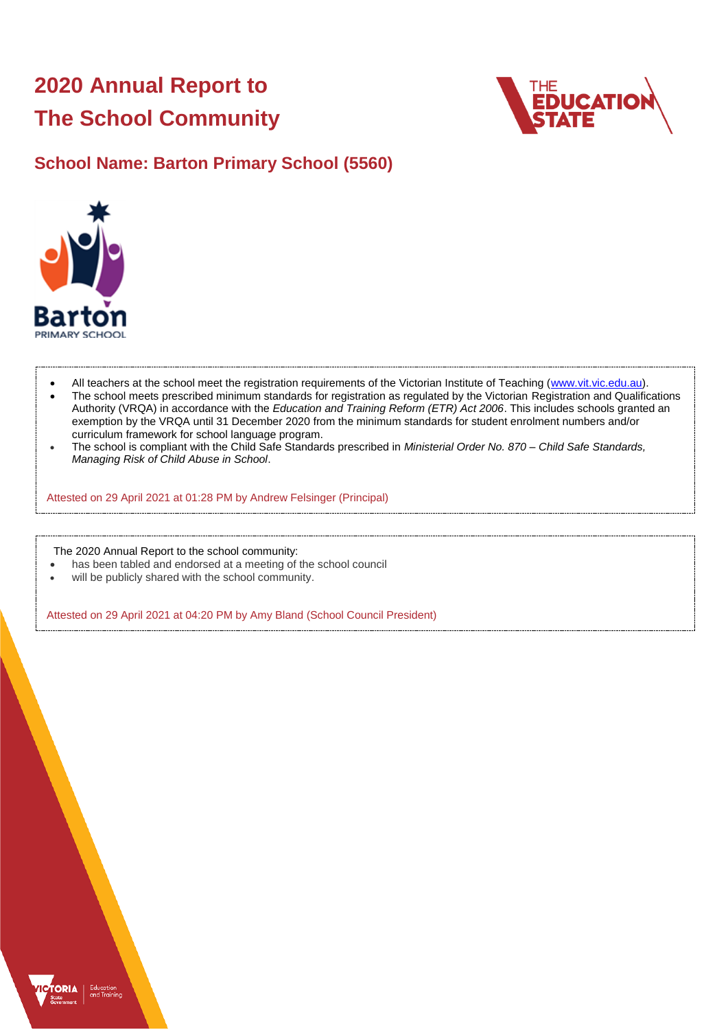# 2020 Annual Report to The School Community

## School Name: Barton Primary School (5560)

- All teachers at the school meet the registration requirements of the Victorian Institute of Teaching (www.vit.vic.edu.au).
- The school meets prescribed minimum standards for registration as regulated by the Victorian Registration and Qualifications Authority (VRQA) in accordance with the *Education and Training Reform (ETR) Act 2006*. This includes schools granted an exemption by the VRQA until 31 December 2020 from the minimum standards for student enrolment numbers and/or curriculum framework for school language program.
- The school is compliant with the Child Safe Standards prescribed in *Ministerial Order No. 870 – Child Safe Standards, Managing Risk of Child Abuse in School*.

Attested on 29 April 2021 at 01:28 PM by Andrew Felsinger (Principal)

The 2020 Annual Report to the school community:

- has been tabled and endorsed at a meeting of the school council
- will be publicly shared with the school community.

Attested on 29 April 2021 at 04:20 PM by Amy Bland (School Council President)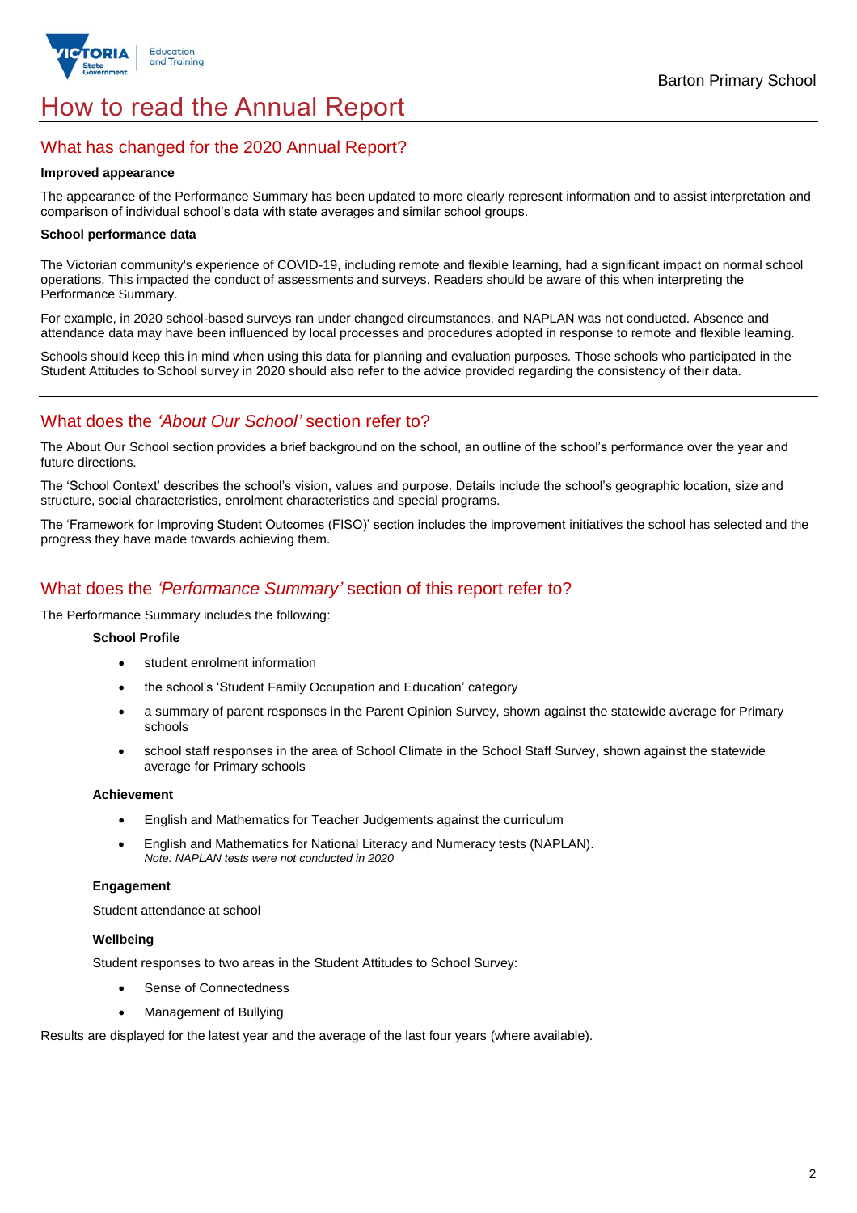# How to read the Annual Report

## What has changed for the 2020 Annual Report?

**Improved appearance**

The appearance of the Performance Summary has been updated to more clearly represent information and to assist interpretation and comparison of individual school's data with state averages and similar school groups.

**School performance data**

The Victorian community's experience of COVID-19, including remote and flexible learning, had a significant impact on normal school operations. This impacted the conduct of assessments and surveys. Readers should be aware of this when interpreting the Performance Summary.

For example, in 2020 school-based surveys ran under changed circumstances, and NAPLAN was not conducted. Absence and attendance data may have been influenced by local processes and procedures adopted in response to remote and flexible learning.

Schools should keep this in mind when using this data for planning and evaluation purposes. Those schools who participated in the Student Attitudes to School survey in 2020 should also refer to the advice provided regarding the consistency of their data.

## What does the *'About Our School'* section refer to?

The About Our School section provides a brief background on the school, an outline of the school's performance over the year and future directions.

The 'School Context' describes the school's vision, values and purpose. Details include the school's geographic location, size and structure, social characteristics, enrolment characteristics and special programs.

The 'Framework for Improving Student Outcomes (FISO)' section includes the improvement initiatives the school has selected and the progress they have made towards achieving them.

## What does the *'Performance Summary'* section of this report refer to?

The Performance Summary includes the following:

**School Profile**

- student enrolment information
- the school's 'Student Family Occupation and Education' category
- a summary of parent responses in the Parent Opinion Survey, shown against the statewide average for Primary schools
- school staff responses in the area of School Climate in the School Staff Survey, shown against the statewide average for Primary schools

**Achievement**

- English and Mathematics for Teacher Judgements against the curriculum
- English and Mathematics for National Literacy and Numeracy tests (NAPLAN).
  *Note: NAPLAN tests were not conducted in 2020*

**Engagement**

Student attendance at school

**Wellbeing**

Student responses to two areas in the Student Attitudes to School Survey:

- Sense of Connectedness
- Management of Bullying

Results are displayed for the latest year and the average of the last four years (where available).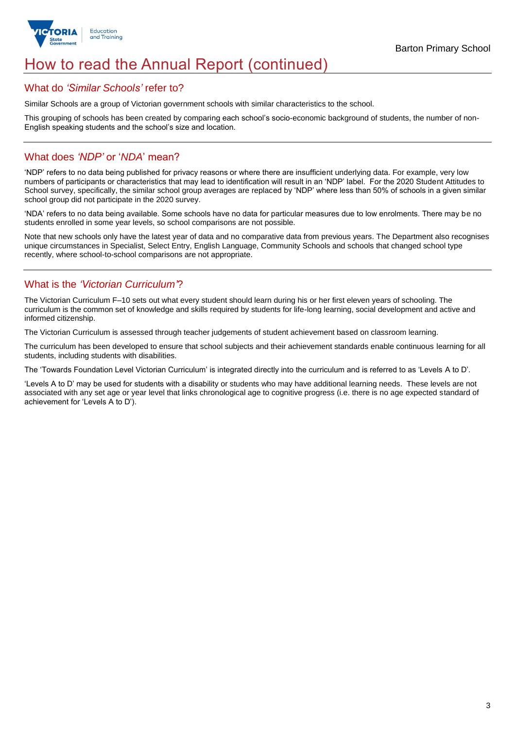# How to read the Annual Report (continued)

## What do *'Similar Schools'* refer to?

Similar Schools are a group of Victorian government schools with similar characteristics to the school.

This grouping of schools has been created by comparing each school's socio-economic background of students, the number of non-English speaking students and the school's size and location.

## What does *'NDP'* or '*NDA*' mean?

'NDP' refers to no data being published for privacy reasons or where there are insufficient underlying data. For example, very low numbers of participants or characteristics that may lead to identification will result in an 'NDP' label. For the 2020 Student Attitudes to School survey, specifically, the similar school group averages are replaced by 'NDP' where less than 50% of schools in a given similar school group did not participate in the 2020 survey.

'NDA' refers to no data being available. Some schools have no data for particular measures due to low enrolments. There may be no students enrolled in some year levels, so school comparisons are not possible.

Note that new schools only have the latest year of data and no comparative data from previous years. The Department also recognises unique circumstances in Specialist, Select Entry, English Language, Community Schools and schools that changed school type recently, where school-to-school comparisons are not appropriate.

## What is the *'Victorian Curriculum'*?

The Victorian Curriculum F–10 sets out what every student should learn during his or her first eleven years of schooling. The curriculum is the common set of knowledge and skills required by students for life-long learning, social development and active and informed citizenship.

The Victorian Curriculum is assessed through teacher judgements of student achievement based on classroom learning.

The curriculum has been developed to ensure that school subjects and their achievement standards enable continuous learning for all students, including students with disabilities.

The 'Towards Foundation Level Victorian Curriculum' is integrated directly into the curriculum and is referred to as 'Levels A to D'.

'Levels A to D' may be used for students with a disability or students who may have additional learning needs. These levels are not associated with any set age or year level that links chronological age to cognitive progress (i.e. there is no age expected standard of achievement for 'Levels A to D').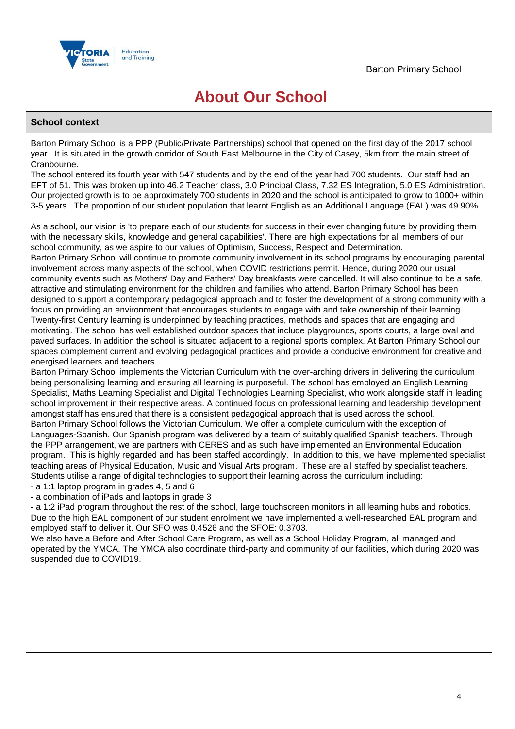# About Our School

## School context

Barton Primary School is a PPP (Public/Private Partnerships) school that opened on the first day of the 2017 school year. It is situated in the growth corridor of South East Melbourne in the City of Casey, 5km from the main street of Cranbourne.

The school entered its fourth year with 547 students and by the end of the year had 700 students. Our staff had an EFT of 51. This was broken up into 46.2 Teacher class, 3.0 Principal Class, 7.32 ES Integration, 5.0 ES Administration. Our projected growth is to be approximately 700 students in 2020 and the school is anticipated to grow to 1000+ within 3-5 years. The proportion of our student population that learnt English as an Additional Language (EAL) was 49.90%.

As a school, our vision is 'to prepare each of our students for success in their ever changing future by providing them with the necessary skills, knowledge and general capabilities'. There are high expectations for all members of our school community, as we aspire to our values of Optimism, Success, Respect and Determination.

Barton Primary School will continue to promote community involvement in its school programs by encouraging parental involvement across many aspects of the school, when COVID restrictions permit. Hence, during 2020 our usual community events such as Mothers' Day and Fathers' Day breakfasts were cancelled. It will also continue to be a safe, attractive and stimulating environment for the children and families who attend. Barton Primary School has been designed to support a contemporary pedagogical approach and to foster the development of a strong community with a focus on providing an environment that encourages students to engage with and take ownership of their learning. Twenty-first Century learning is underpinned by teaching practices, methods and spaces that are engaging and motivating. The school has well established outdoor spaces that include playgrounds, sports courts, a large oval and paved surfaces. In addition the school is situated adjacent to a regional sports complex. At Barton Primary School our spaces complement current and evolving pedagogical practices and provide a conducive environment for creative and energised learners and teachers.

Barton Primary School implements the Victorian Curriculum with the over-arching drivers in delivering the curriculum being personalising learning and ensuring all learning is purposeful. The school has employed an English Learning Specialist, Maths Learning Specialist and Digital Technologies Learning Specialist, who work alongside staff in leading school improvement in their respective areas. A continued focus on professional learning and leadership development amongst staff has ensured that there is a consistent pedagogical approach that is used across the school.

Barton Primary School follows the Victorian Curriculum. We offer a complete curriculum with the exception of Languages-Spanish. Our Spanish program was delivered by a team of suitably qualified Spanish teachers. Through the PPP arrangement, we are partners with CERES and as such have implemented an Environmental Education program. This is highly regarded and has been staffed accordingly. In addition to this, we have implemented specialist teaching areas of Physical Education, Music and Visual Arts program. These are all staffed by specialist teachers. Students utilise a range of digital technologies to support their learning across the curriculum including:

- a 1:1 laptop program in grades 4, 5 and 6
- a combination of iPads and laptops in grade 3
- a 1:2 iPad program throughout the rest of the school, large touchscreen monitors in all learning hubs and robotics.

Due to the high EAL component of our student enrolment we have implemented a well-researched EAL program and employed staff to deliver it. Our SFO was 0.4526 and the SFOE: 0.3703.

We also have a Before and After School Care Program, as well as a School Holiday Program, all managed and operated by the YMCA. The YMCA also coordinate third-party and community of our facilities, which during 2020 was suspended due to COVID19.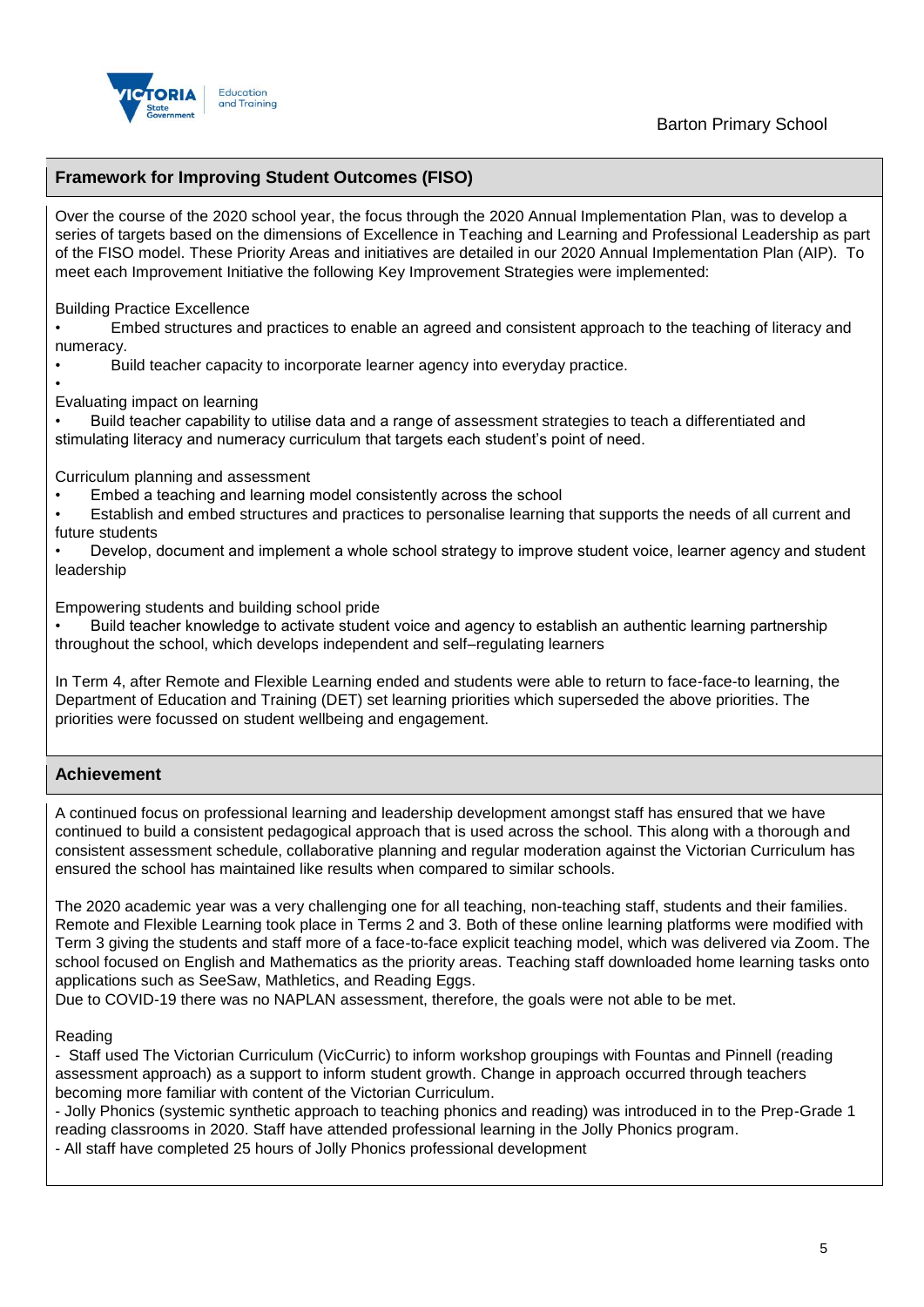## Framework for Improving Student Outcomes (FISO)

Over the course of the 2020 school year, the focus through the 2020 Annual Implementation Plan, was to develop a series of targets based on the dimensions of Excellence in Teaching and Learning and Professional Leadership as part of the FISO model. These Priority Areas and initiatives are detailed in our 2020 Annual Implementation Plan (AIP). To meet each Improvement Initiative the following Key Improvement Strategies were implemented:

Building Practice Excellence

- Embed structures and practices to enable an agreed and consistent approach to the teaching of literacy and numeracy.
- Build teacher capacity to incorporate learner agency into everyday practice.
-

Evaluating impact on learning

- Build teacher capability to utilise data and a range of assessment strategies to teach a differentiated and stimulating literacy and numeracy curriculum that targets each student's point of need.

Curriculum planning and assessment

- Embed a teaching and learning model consistently across the school
- Establish and embed structures and practices to personalise learning that supports the needs of all current and future students
- Develop, document and implement a whole school strategy to improve student voice, learner agency and student leadership

Empowering students and building school pride

- Build teacher knowledge to activate student voice and agency to establish an authentic learning partnership throughout the school, which develops independent and self–regulating learners

In Term 4, after Remote and Flexible Learning ended and students were able to return to face-face-to learning, the Department of Education and Training (DET) set learning priorities which superseded the above priorities. The priorities were focussed on student wellbeing and engagement.

## Achievement

A continued focus on professional learning and leadership development amongst staff has ensured that we have continued to build a consistent pedagogical approach that is used across the school. This along with a thorough and consistent assessment schedule, collaborative planning and regular moderation against the Victorian Curriculum has ensured the school has maintained like results when compared to similar schools.

The 2020 academic year was a very challenging one for all teaching, non-teaching staff, students and their families. Remote and Flexible Learning took place in Terms 2 and 3. Both of these online learning platforms were modified with Term 3 giving the students and staff more of a face-to-face explicit teaching model, which was delivered via Zoom. The school focused on English and Mathematics as the priority areas. Teaching staff downloaded home learning tasks onto applications such as SeeSaw, Mathletics, and Reading Eggs.
Due to COVID-19 there was no NAPLAN assessment, therefore, the goals were not able to be met.

Reading

- Staff used The Victorian Curriculum (VicCurric) to inform workshop groupings with Fountas and Pinnell (reading assessment approach) as a support to inform student growth. Change in approach occurred through teachers becoming more familiar with content of the Victorian Curriculum.
- Jolly Phonics (systemic synthetic approach to teaching phonics and reading) was introduced in to the Prep-Grade 1 reading classrooms in 2020. Staff have attended professional learning in the Jolly Phonics program.
- All staff have completed 25 hours of Jolly Phonics professional development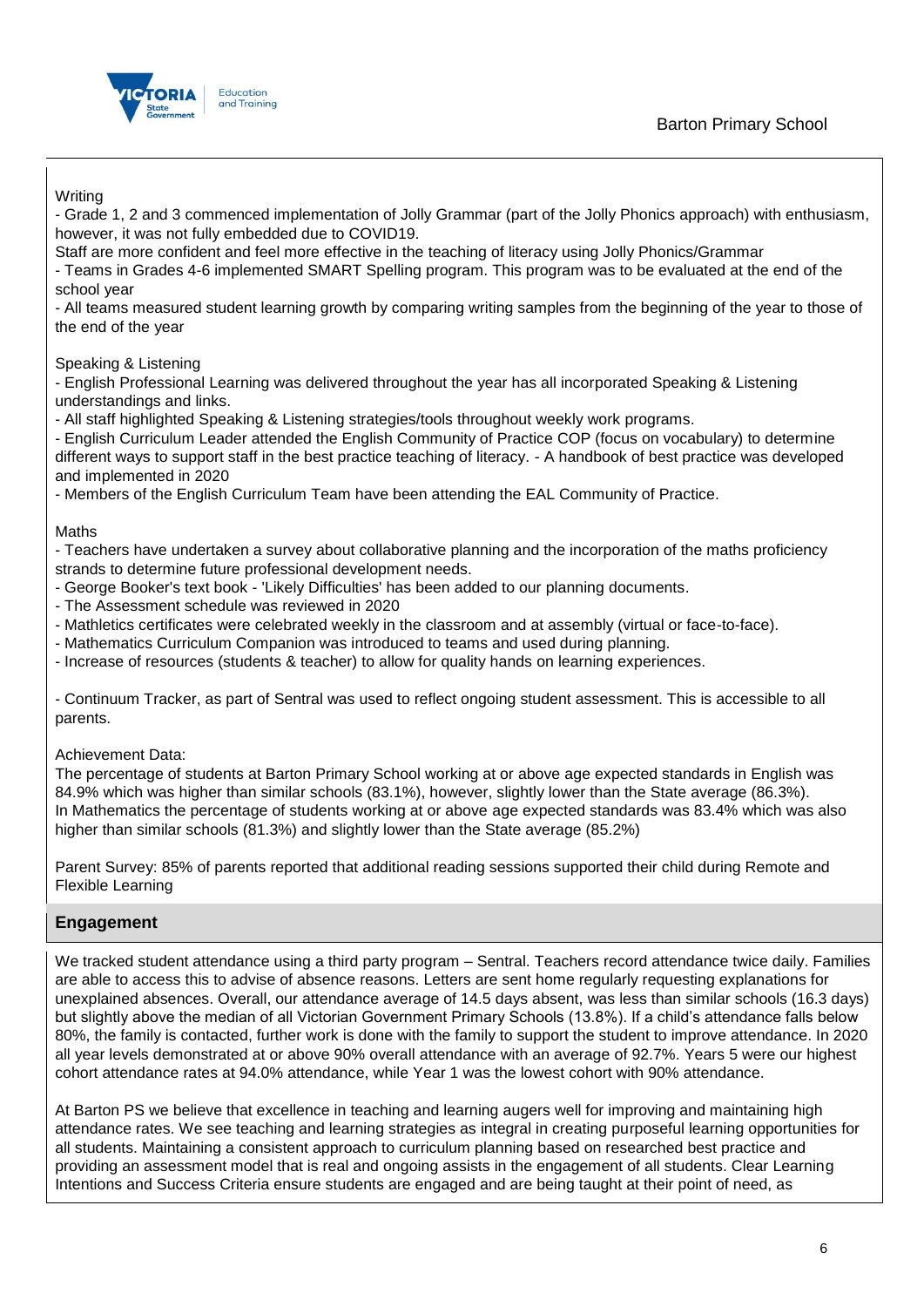Writing

- Grade 1, 2 and 3 commenced implementation of Jolly Grammar (part of the Jolly Phonics approach) with enthusiasm, however, it was not fully embedded due to COVID19.

Staff are more confident and feel more effective in the teaching of literacy using Jolly Phonics/Grammar

- Teams in Grades 4-6 implemented SMART Spelling program. This program was to be evaluated at the end of the school year
- All teams measured student learning growth by comparing writing samples from the beginning of the year to those of the end of the year

Speaking & Listening

- English Professional Learning was delivered throughout the year has all incorporated Speaking & Listening understandings and links.
- All staff highlighted Speaking & Listening strategies/tools throughout weekly work programs.
- English Curriculum Leader attended the English Community of Practice COP (focus on vocabulary) to determine different ways to support staff in the best practice teaching of literacy. - A handbook of best practice was developed and implemented in 2020
- Members of the English Curriculum Team have been attending the EAL Community of Practice.

Maths

- Teachers have undertaken a survey about collaborative planning and the incorporation of the maths proficiency strands to determine future professional development needs.
- George Booker's text book - 'Likely Difficulties' has been added to our planning documents.
- The Assessment schedule was reviewed in 2020
- Mathletics certificates were celebrated weekly in the classroom and at assembly (virtual or face-to-face).
- Mathematics Curriculum Companion was introduced to teams and used during planning.
- Increase of resources (students & teacher) to allow for quality hands on learning experiences.

- Continuum Tracker, as part of Sentral was used to reflect ongoing student assessment. This is accessible to all parents.

Achievement Data:

The percentage of students at Barton Primary School working at or above age expected standards in English was 84.9% which was higher than similar schools (83.1%), however, slightly lower than the State average (86.3%). In Mathematics the percentage of students working at or above age expected standards was 83.4% which was also higher than similar schools (81.3%) and slightly lower than the State average (85.2%)

Parent Survey: 85% of parents reported that additional reading sessions supported their child during Remote and Flexible Learning

## Engagement

We tracked student attendance using a third party program – Sentral. Teachers record attendance twice daily. Families are able to access this to advise of absence reasons. Letters are sent home regularly requesting explanations for unexplained absences. Overall, our attendance average of 14.5 days absent, was less than similar schools (16.3 days) but slightly above the median of all Victorian Government Primary Schools (13.8%). If a child's attendance falls below 80%, the family is contacted, further work is done with the family to support the student to improve attendance. In 2020 all year levels demonstrated at or above 90% overall attendance with an average of 92.7%. Years 5 were our highest cohort attendance rates at 94.0% attendance, while Year 1 was the lowest cohort with 90% attendance.

At Barton PS we believe that excellence in teaching and learning augers well for improving and maintaining high attendance rates. We see teaching and learning strategies as integral in creating purposeful learning opportunities for all students. Maintaining a consistent approach to curriculum planning based on researched best practice and providing an assessment model that is real and ongoing assists in the engagement of all students. Clear Learning Intentions and Success Criteria ensure students are engaged and are being taught at their point of need, as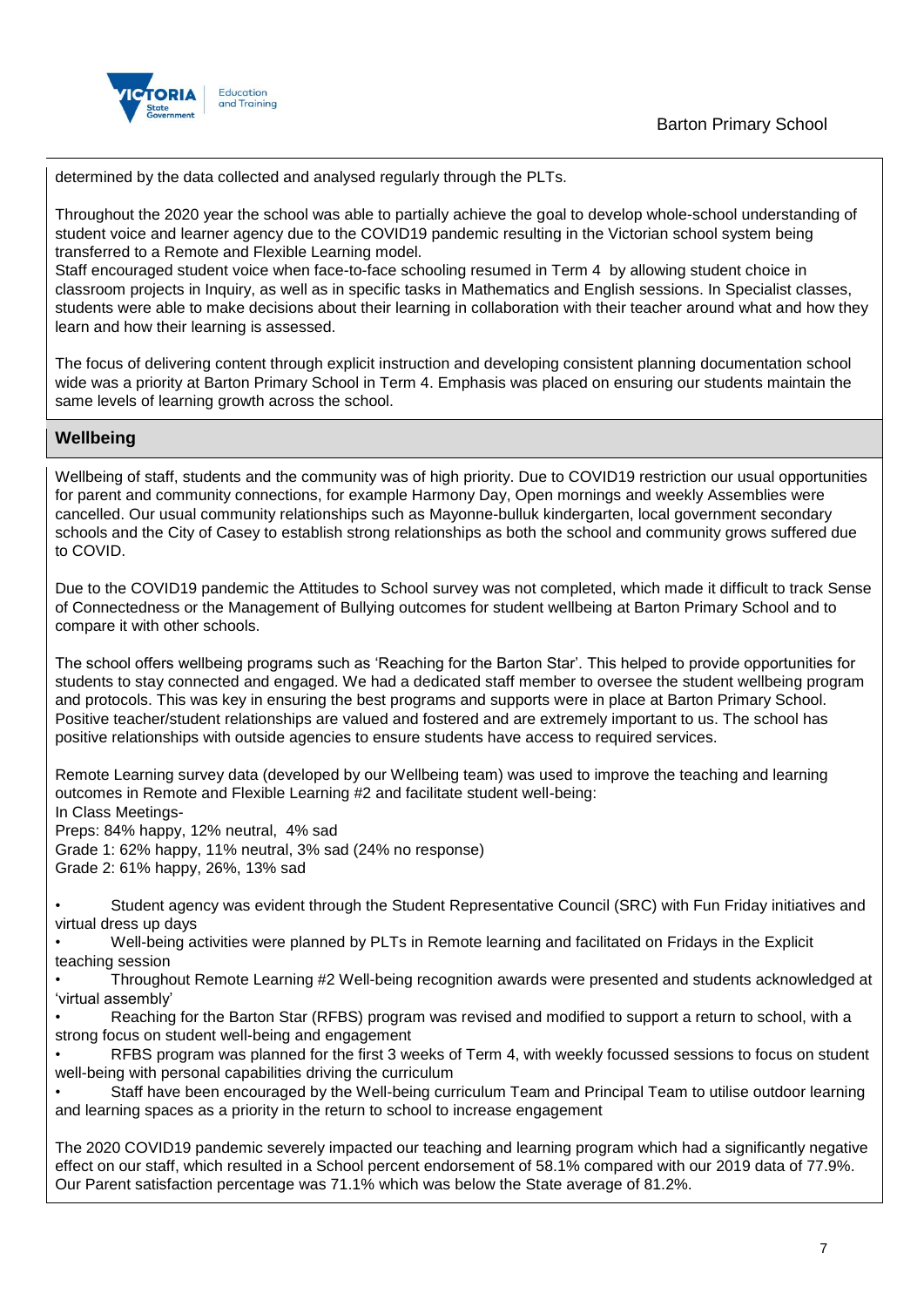determined by the data collected and analysed regularly through the PLTs.

Throughout the 2020 year the school was able to partially achieve the goal to develop whole-school understanding of student voice and learner agency due to the COVID19 pandemic resulting in the Victorian school system being transferred to a Remote and Flexible Learning model.
Staff encouraged student voice when face-to-face schooling resumed in Term 4 by allowing student choice in classroom projects in Inquiry, as well as in specific tasks in Mathematics and English sessions. In Specialist classes, students were able to make decisions about their learning in collaboration with their teacher around what and how they learn and how their learning is assessed.

The focus of delivering content through explicit instruction and developing consistent planning documentation school wide was a priority at Barton Primary School in Term 4. Emphasis was placed on ensuring our students maintain the same levels of learning growth across the school.

## Wellbeing

Wellbeing of staff, students and the community was of high priority. Due to COVID19 restriction our usual opportunities for parent and community connections, for example Harmony Day, Open mornings and weekly Assemblies were cancelled. Our usual community relationships such as Mayonne-bulluk kindergarten, local government secondary schools and the City of Casey to establish strong relationships as both the school and community grows suffered due to COVID.

Due to the COVID19 pandemic the Attitudes to School survey was not completed, which made it difficult to track Sense of Connectedness or the Management of Bullying outcomes for student wellbeing at Barton Primary School and to compare it with other schools.

The school offers wellbeing programs such as 'Reaching for the Barton Star'. This helped to provide opportunities for students to stay connected and engaged. We had a dedicated staff member to oversee the student wellbeing program and protocols. This was key in ensuring the best programs and supports were in place at Barton Primary School. Positive teacher/student relationships are valued and fostered and are extremely important to us. The school has positive relationships with outside agencies to ensure students have access to required services.

Remote Learning survey data (developed by our Wellbeing team) was used to improve the teaching and learning outcomes in Remote and Flexible Learning #2 and facilitate student well-being:
In Class Meetings-
Preps: 84% happy, 12% neutral, 4% sad
Grade 1: 62% happy, 11% neutral, 3% sad (24% no response)
Grade 2: 61% happy, 26%, 13% sad

- Student agency was evident through the Student Representative Council (SRC) with Fun Friday initiatives and virtual dress up days
- Well-being activities were planned by PLTs in Remote learning and facilitated on Fridays in the Explicit teaching session
- Throughout Remote Learning #2 Well-being recognition awards were presented and students acknowledged at 'virtual assembly'
- Reaching for the Barton Star (RFBS) program was revised and modified to support a return to school, with a strong focus on student well-being and engagement
- RFBS program was planned for the first 3 weeks of Term 4, with weekly focussed sessions to focus on student well-being with personal capabilities driving the curriculum
- Staff have been encouraged by the Well-being curriculum Team and Principal Team to utilise outdoor learning and learning spaces as a priority in the return to school to increase engagement

The 2020 COVID19 pandemic severely impacted our teaching and learning program which had a significantly negative effect on our staff, which resulted in a School percent endorsement of 58.1% compared with our 2019 data of 77.9%. Our Parent satisfaction percentage was 71.1% which was below the State average of 81.2%.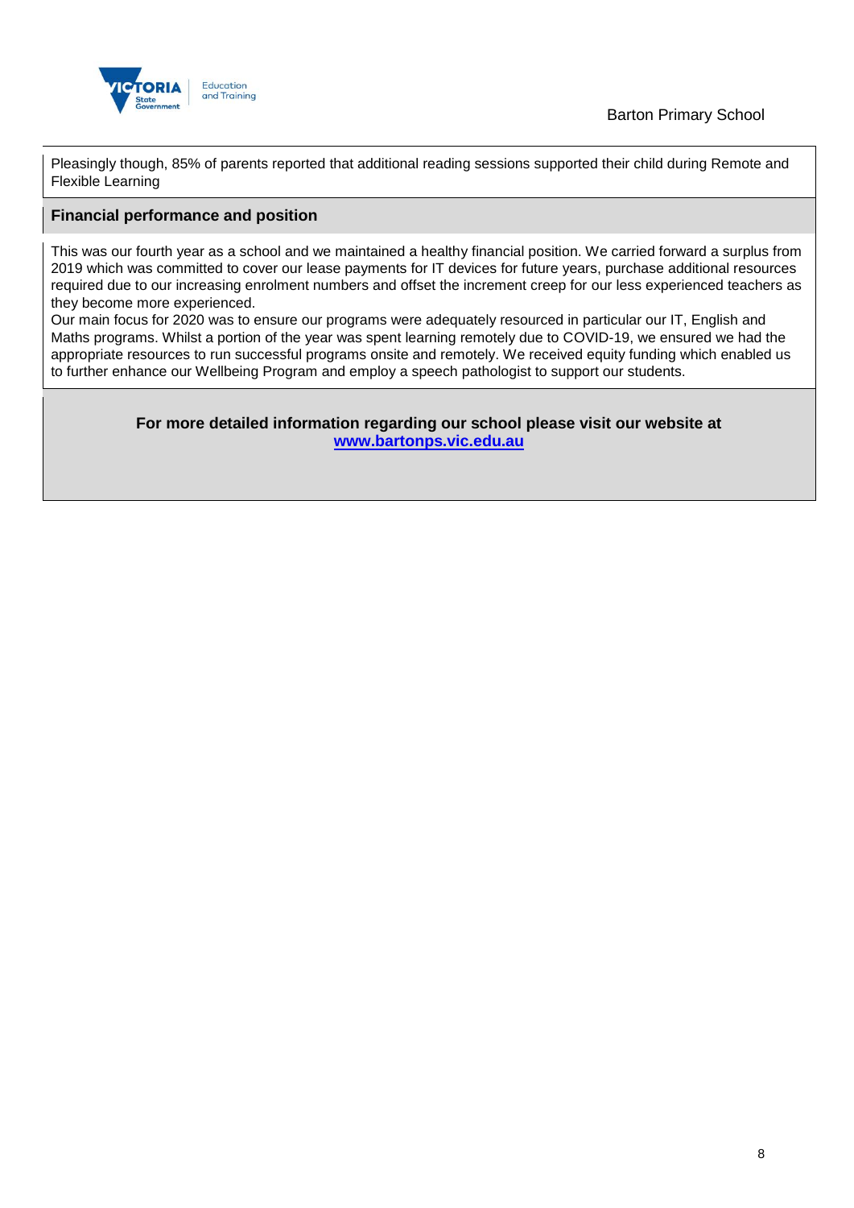Pleasingly though, 85% of parents reported that additional reading sessions supported their child during Remote and Flexible Learning

## Financial performance and position

This was our fourth year as a school and we maintained a healthy financial position. We carried forward a surplus from 2019 which was committed to cover our lease payments for IT devices for future years, purchase additional resources required due to our increasing enrolment numbers and offset the increment creep for our less experienced teachers as they become more experienced.

Our main focus for 2020 was to ensure our programs were adequately resourced in particular our IT, English and Maths programs. Whilst a portion of the year was spent learning remotely due to COVID-19, we ensured we had the appropriate resources to run successful programs onsite and remotely. We received equity funding which enabled us to further enhance our Wellbeing Program and employ a speech pathologist to support our students.

**For more detailed information regarding our school please visit our website at [www.bartonps.vic.edu.au](http://www.bartonps.vic.edu.au)**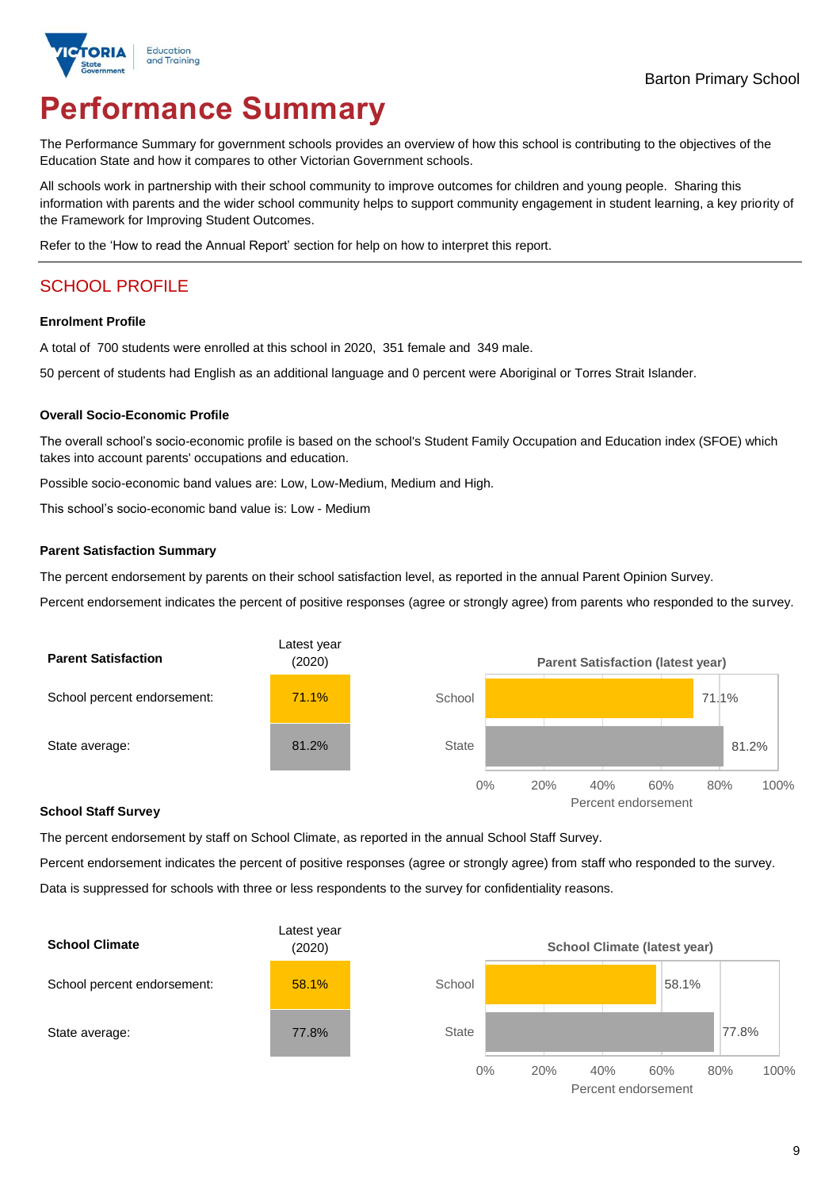Barton Primary School

# Performance Summary

The Performance Summary for government schools provides an overview of how this school is contributing to the objectives of the Education State and how it compares to other Victorian Government schools.

All schools work in partnership with their school community to improve outcomes for children and young people. Sharing this information with parents and the wider school community helps to support community engagement in student learning, a key priority of the Framework for Improving Student Outcomes.

Refer to the 'How to read the Annual Report' section for help on how to interpret this report.

## SCHOOL PROFILE

### Enrolment Profile

A total of 700 students were enrolled at this school in 2020, 351 female and 349 male.

50 percent of students had English as an additional language and 0 percent were Aboriginal or Torres Strait Islander.

### Overall Socio-Economic Profile

The overall school's socio-economic profile is based on the school's Student Family Occupation and Education index (SFOE) which takes into account parents' occupations and education.

Possible socio-economic band values are: Low, Low-Medium, Medium and High.

This school's socio-economic band value is: Low - Medium

### Parent Satisfaction Summary

The percent endorsement by parents on their school satisfaction level, as reported in the annual Parent Opinion Survey.

Percent endorsement indicates the percent of positive responses (agree or strongly agree) from parents who responded to the survey.

| Parent Satisfaction | Latest year (2020) |
|---|---|
| School percent endorsement: | 71.1% |
| State average: | 81.2% |

**Parent Satisfaction (latest year)**

| | Percent endorsement |
|---|---|
| School | 71.1% |
| State | 81.2% |

### School Staff Survey

The percent endorsement by staff on School Climate, as reported in the annual School Staff Survey.

Percent endorsement indicates the percent of positive responses (agree or strongly agree) from staff who responded to the survey.

Data is suppressed for schools with three or less respondents to the survey for confidentiality reasons.

| School Climate | Latest year (2020) |
|---|---|
| School percent endorsement: | 58.1% |
| State average: | 77.8% |

**School Climate (latest year)**

| | Percent endorsement |
|---|---|
| School | 58.1% |
| State | 77.8% |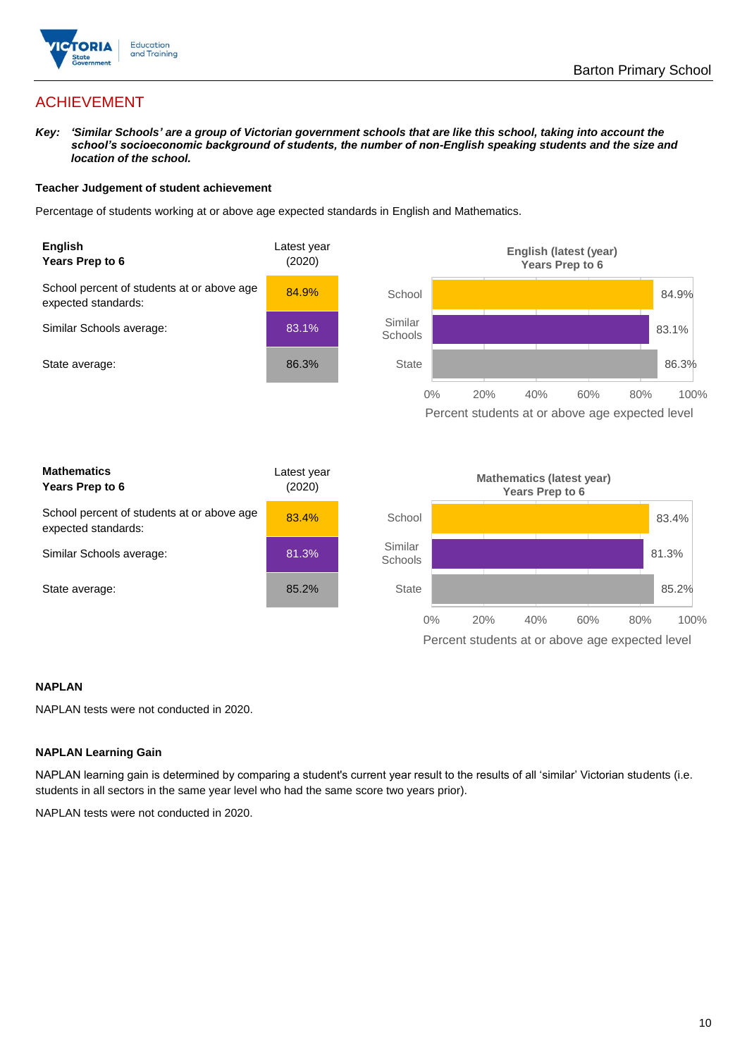## ACHIEVEMENT

***Key:** 'Similar Schools' are a group of Victorian government schools that are like this school, taking into account the school's socioeconomic background of students, the number of non-English speaking students and the size and location of the school.*

### Teacher Judgement of student achievement

Percentage of students working at or above age expected standards in English and Mathematics.

| **English** **Years Prep to 6** | Latest year (2020) |
|---|---|
| School percent of students at or above age expected standards: | 84.9% |
| Similar Schools average: | 83.1% |
| State average: | 86.3% |

**English (latest (year) Years Prep to 6**

| | Percent students at or above age expected level |
|---|---|
| School | 84.9% |
| Similar Schools | 83.1% |
| State | 86.3% |

| **Mathematics** **Years Prep to 6** | Latest year (2020) |
|---|---|
| School percent of students at or above age expected standards: | 83.4% |
| Similar Schools average: | 81.3% |
| State average: | 85.2% |

**Mathematics (latest year) Years Prep to 6**

| | Percent students at or above age expected level |
|---|---|
| School | 83.4% |
| Similar Schools | 81.3% |
| State | 85.2% |

### NAPLAN

NAPLAN tests were not conducted in 2020.

### NAPLAN Learning Gain

NAPLAN learning gain is determined by comparing a student's current year result to the results of all 'similar' Victorian students (i.e. students in all sectors in the same year level who had the same score two years prior).

NAPLAN tests were not conducted in 2020.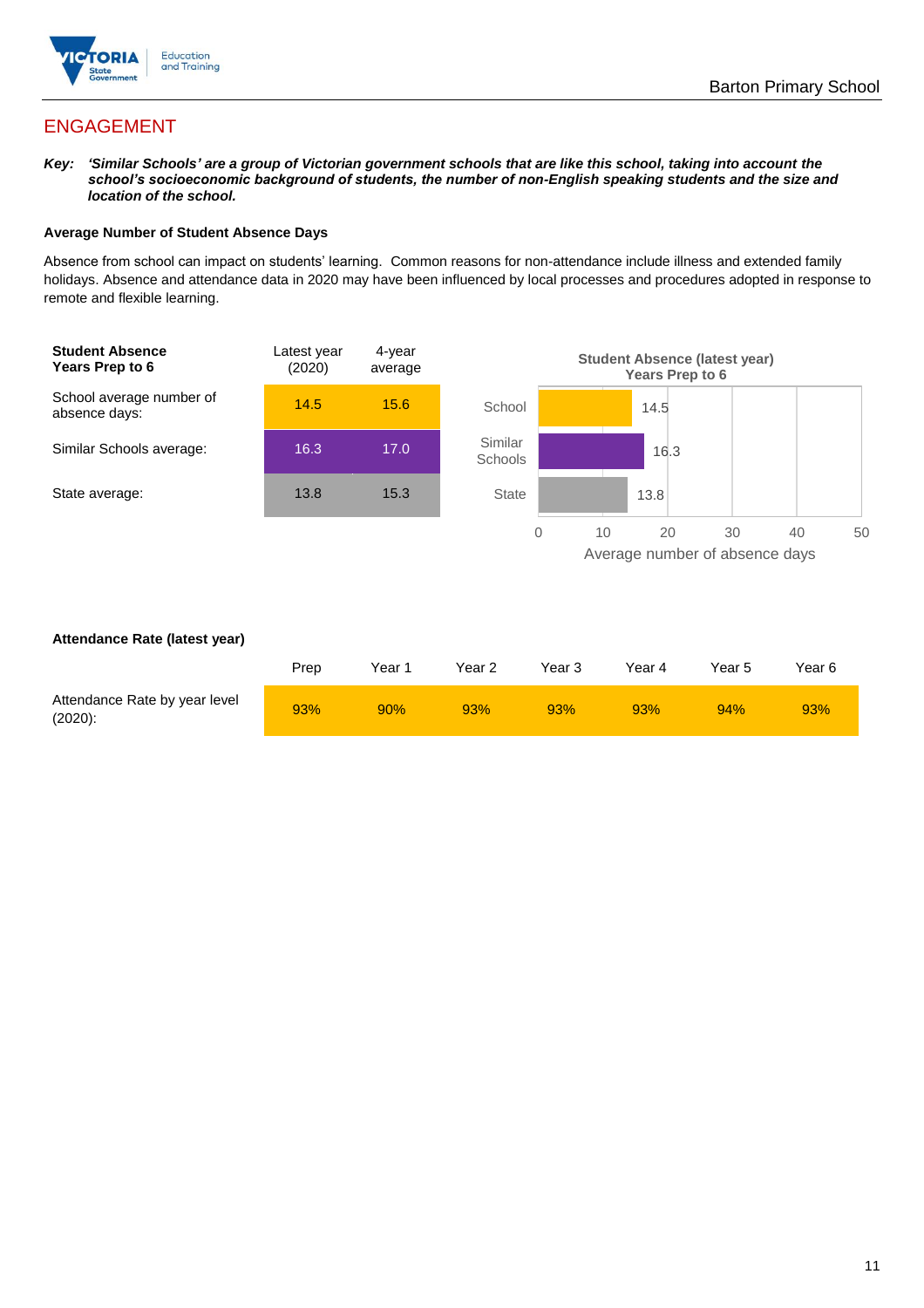## ENGAGEMENT

***Key:** 'Similar Schools' are a group of Victorian government schools that are like this school, taking into account the school's socioeconomic background of students, the number of non-English speaking students and the size and location of the school.*

**Average Number of Student Absence Days**

Absence from school can impact on students' learning. Common reasons for non-attendance include illness and extended family holidays. Absence and attendance data in 2020 may have been influenced by local processes and procedures adopted in response to remote and flexible learning.

| **Student Absence Years Prep to 6** | Latest year (2020) | 4-year average |
|---|---|---|
| School average number of absence days: | 14.5 | 15.6 |
| Similar Schools average: | 16.3 | 17.0 |
| State average: | 13.8 | 15.3 |

**Student Absence (latest year) Years Prep to 6**

| | Average number of absence days |
|---|---|
| School | 14.5 |
| Similar Schools | 16.3 |
| State | 13.8 |

**Attendance Rate (latest year)**

| | Prep | Year 1 | Year 2 | Year 3 | Year 4 | Year 5 | Year 6 |
|---|---|---|---|---|---|---|---|
| Attendance Rate by year level (2020): | 93% | 90% | 93% | 93% | 93% | 94% | 93% |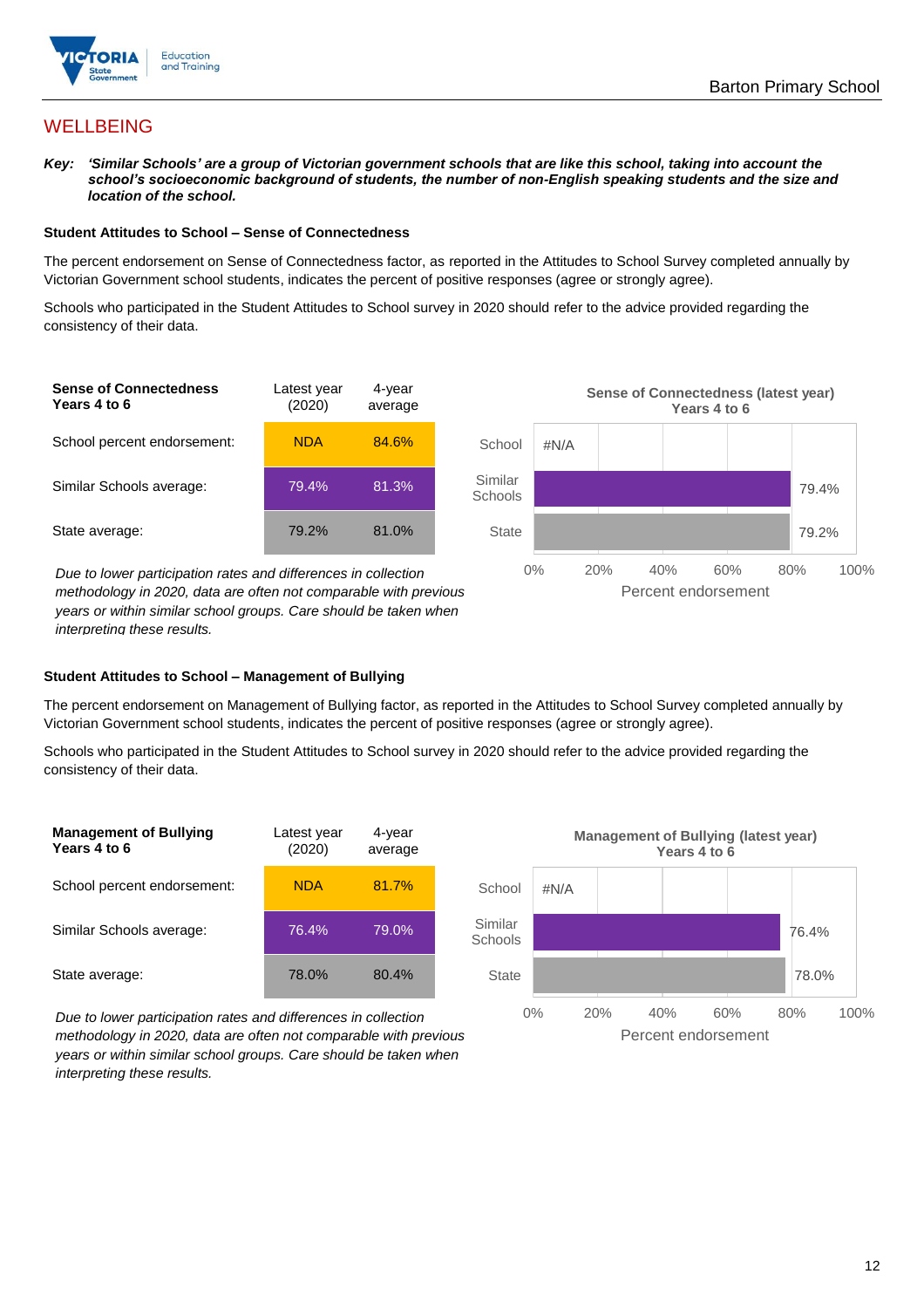## WELLBEING

***Key:*** ***'Similar Schools' are a group of Victorian government schools that are like this school, taking into account the school's socioeconomic background of students, the number of non-English speaking students and the size and location of the school.***

### Student Attitudes to School – Sense of Connectedness

The percent endorsement on Sense of Connectedness factor, as reported in the Attitudes to School Survey completed annually by Victorian Government school students, indicates the percent of positive responses (agree or strongly agree).

Schools who participated in the Student Attitudes to School survey in 2020 should refer to the advice provided regarding the consistency of their data.

| **Sense of Connectedness Years 4 to 6** | Latest year (2020) | 4-year average |
|---|---|---|
| School percent endorsement: | NDA | 84.6% |
| Similar Schools average: | 79.4% | 81.3% |
| State average: | 79.2% | 81.0% |

*Due to lower participation rates and differences in collection methodology in 2020, data are often not comparable with previous years or within similar school groups. Care should be taken when interpreting these results.*

**Sense of Connectedness (latest year) Years 4 to 6**

| | Percent endorsement |
|---|---|
| School | #N/A |
| Similar Schools | 79.4% |
| State | 79.2% |

### Student Attitudes to School – Management of Bullying

The percent endorsement on Management of Bullying factor, as reported in the Attitudes to School Survey completed annually by Victorian Government school students, indicates the percent of positive responses (agree or strongly agree).

Schools who participated in the Student Attitudes to School survey in 2020 should refer to the advice provided regarding the consistency of their data.

| **Management of Bullying Years 4 to 6** | Latest year (2020) | 4-year average |
|---|---|---|
| School percent endorsement: | NDA | 81.7% |
| Similar Schools average: | 76.4% | 79.0% |
| State average: | 78.0% | 80.4% |

*Due to lower participation rates and differences in collection methodology in 2020, data are often not comparable with previous years or within similar school groups. Care should be taken when interpreting these results.*

**Management of Bullying (latest year) Years 4 to 6**

| | Percent endorsement |
|---|---|
| School | #N/A |
| Similar Schools | 76.4% |
| State | 78.0% |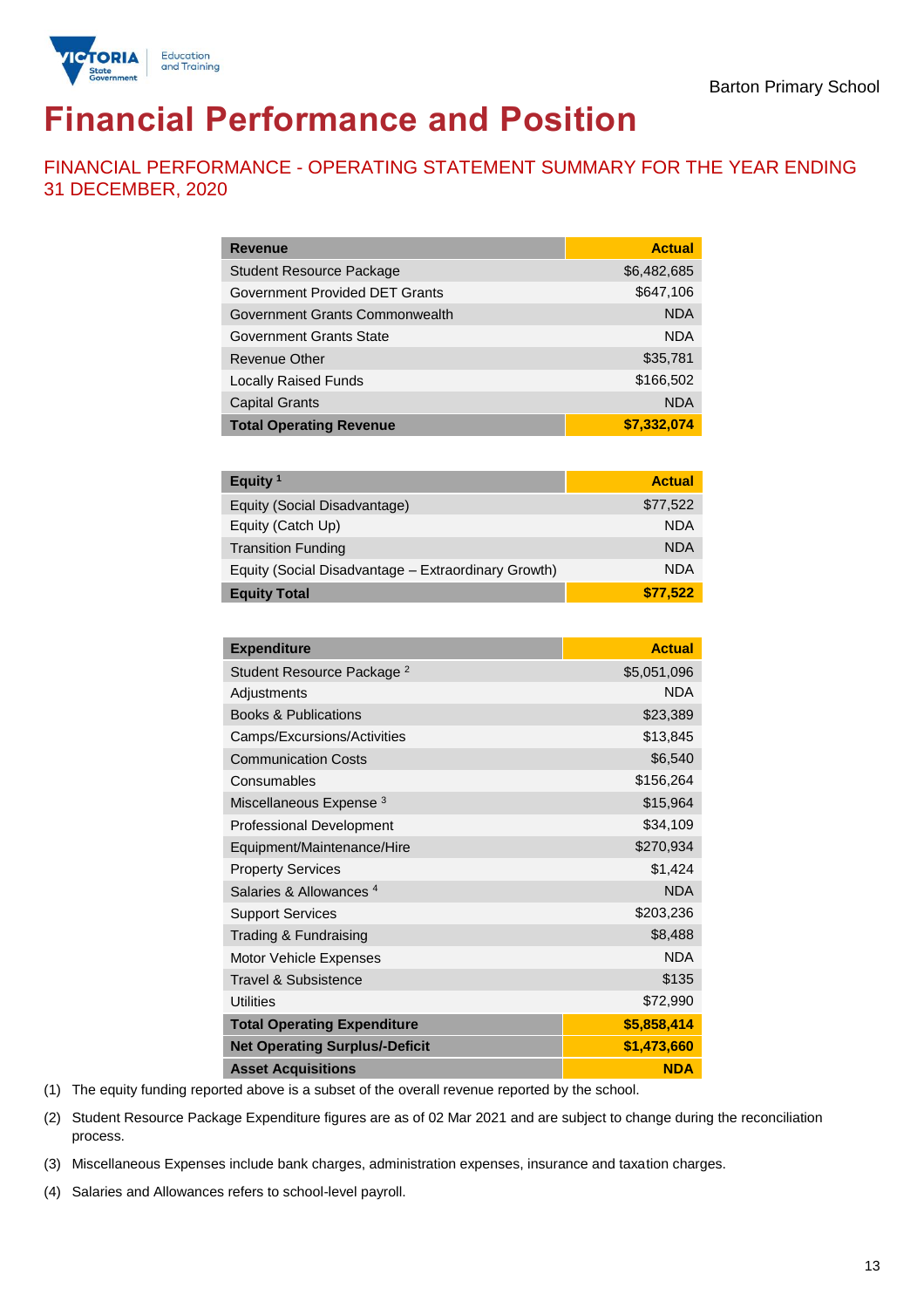Barton Primary School

# Financial Performance and Position

## FINANCIAL PERFORMANCE - OPERATING STATEMENT SUMMARY FOR THE YEAR ENDING 31 DECEMBER, 2020

| Revenue | Actual |
|---|---|
| Student Resource Package | $6,482,685 |
| Government Provided DET Grants | $647,106 |
| Government Grants Commonwealth | NDA |
| Government Grants State | NDA |
| Revenue Other | $35,781 |
| Locally Raised Funds | $166,502 |
| Capital Grants | NDA |
| **Total Operating Revenue** | **$7,332,074** |

| Equity [1] | Actual |
|---|---|
| Equity (Social Disadvantage) | $77,522 |
| Equity (Catch Up) | NDA |
| Transition Funding | NDA |
| Equity (Social Disadvantage – Extraordinary Growth) | NDA |
| **Equity Total** | **$77,522** |

| Expenditure | Actual |
|---|---|
| Student Resource Package [2] | $5,051,096 |
| Adjustments | NDA |
| Books & Publications | $23,389 |
| Camps/Excursions/Activities | $13,845 |
| Communication Costs | $6,540 |
| Consumables | $156,264 |
| Miscellaneous Expense [3] | $15,964 |
| Professional Development | $34,109 |
| Equipment/Maintenance/Hire | $270,934 |
| Property Services | $1,424 |
| Salaries & Allowances [4] | NDA |
| Support Services | $203,236 |
| Trading & Fundraising | $8,488 |
| Motor Vehicle Expenses | NDA |
| Travel & Subsistence | $135 |
| Utilities | $72,990 |
| **Total Operating Expenditure** | **$5,858,414** |
| **Net Operating Surplus/-Deficit** | **$1,473,660** |
| **Asset Acquisitions** | **NDA** |

(1) The equity funding reported above is a subset of the overall revenue reported by the school.

(2) Student Resource Package Expenditure figures are as of 02 Mar 2021 and are subject to change during the reconciliation process.

(3) Miscellaneous Expenses include bank charges, administration expenses, insurance and taxation charges.

(4) Salaries and Allowances refers to school-level payroll.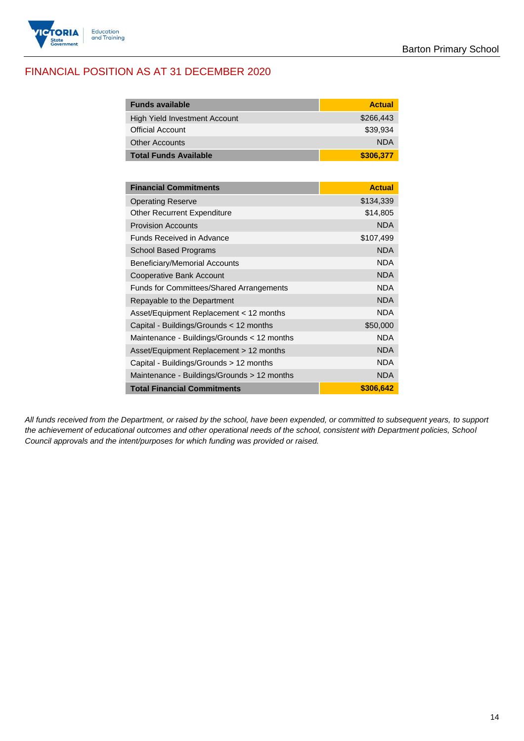## FINANCIAL POSITION AS AT 31 DECEMBER 2020

| Funds available | Actual |
|---|---|
| High Yield Investment Account | $266,443 |
| Official Account | $39,934 |
| Other Accounts | NDA |
| **Total Funds Available** | **$306,377** |

| Financial Commitments | Actual |
|---|---|
| Operating Reserve | $134,339 |
| Other Recurrent Expenditure | $14,805 |
| Provision Accounts | NDA |
| Funds Received in Advance | $107,499 |
| School Based Programs | NDA |
| Beneficiary/Memorial Accounts | NDA |
| Cooperative Bank Account | NDA |
| Funds for Committees/Shared Arrangements | NDA |
| Repayable to the Department | NDA |
| Asset/Equipment Replacement < 12 months | NDA |
| Capital - Buildings/Grounds < 12 months | $50,000 |
| Maintenance - Buildings/Grounds < 12 months | NDA |
| Asset/Equipment Replacement > 12 months | NDA |
| Capital - Buildings/Grounds > 12 months | NDA |
| Maintenance - Buildings/Grounds > 12 months | NDA |
| **Total Financial Commitments** | **$306,642** |

*All funds received from the Department, or raised by the school, have been expended, or committed to subsequent years, to support the achievement of educational outcomes and other operational needs of the school, consistent with Department policies, School Council approvals and the intent/purposes for which funding was provided or raised.*